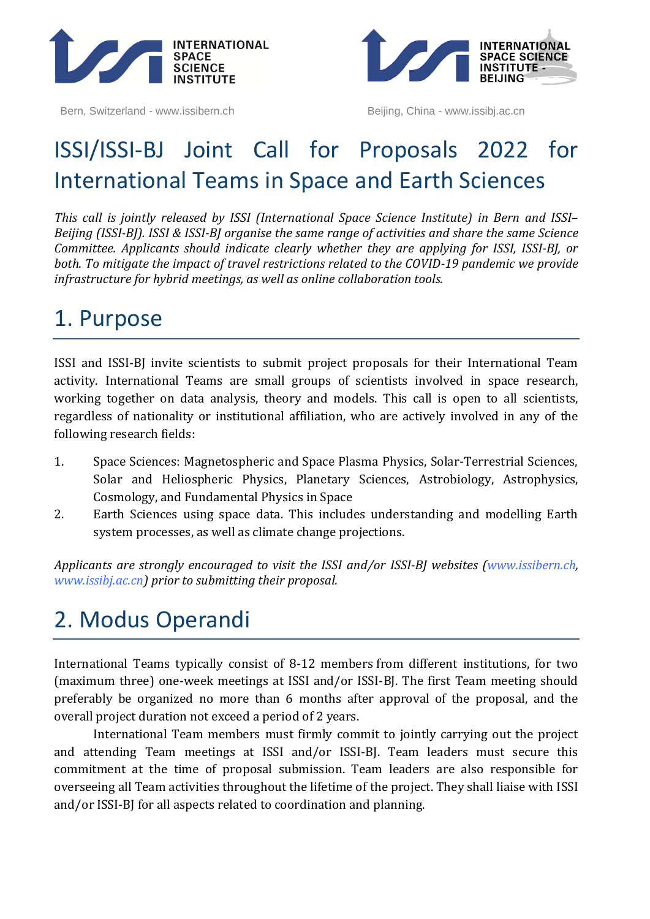INTERNATIONAL SPACE SCIENCE INSTITUTE

Bern, Switzerland - www.issibern.ch

INTERNATIONAL SPACE SCIENCE INSTITUTE - BEIJING

Beijing, China - www.issibj.ac.cn

# ISSI/ISSI-BJ Joint Call for Proposals 2022 for International Teams in Space and Earth Sciences

*This call is jointly released by ISSI (International Space Science Institute) in Bern and ISSI–Beijing (ISSI-BJ). ISSI & ISSI-BJ organise the same range of activities and share the same Science Committee. Applicants should indicate clearly whether they are applying for ISSI, ISSI-BJ, or both. To mitigate the impact of travel restrictions related to the COVID-19 pandemic we provide infrastructure for hybrid meetings, as well as online collaboration tools.*

## 1. Purpose

ISSI and ISSI-BJ invite scientists to submit project proposals for their International Team activity. International Teams are small groups of scientists involved in space research, working together on data analysis, theory and models. This call is open to all scientists, regardless of nationality or institutional affiliation, who are actively involved in any of the following research fields:

1. Space Sciences: Magnetospheric and Space Plasma Physics, Solar-Terrestrial Sciences, Solar and Heliospheric Physics, Planetary Sciences, Astrobiology, Astrophysics, Cosmology, and Fundamental Physics in Space
2. Earth Sciences using space data. This includes understanding and modelling Earth system processes, as well as climate change projections.

*Applicants are strongly encouraged to visit the ISSI and/or ISSI-BJ websites (www.issibern.ch, www.issibj.ac.cn) prior to submitting their proposal.*

## 2. Modus Operandi

International Teams typically consist of 8-12 members from different institutions, for two (maximum three) one-week meetings at ISSI and/or ISSI-BJ. The first Team meeting should preferably be organized no more than 6 months after approval of the proposal, and the overall project duration not exceed a period of 2 years.

International Team members must firmly commit to jointly carrying out the project and attending Team meetings at ISSI and/or ISSI-BJ. Team leaders must secure this commitment at the time of proposal submission. Team leaders are also responsible for overseeing all Team activities throughout the lifetime of the project. They shall liaise with ISSI and/or ISSI-BJ for all aspects related to coordination and planning.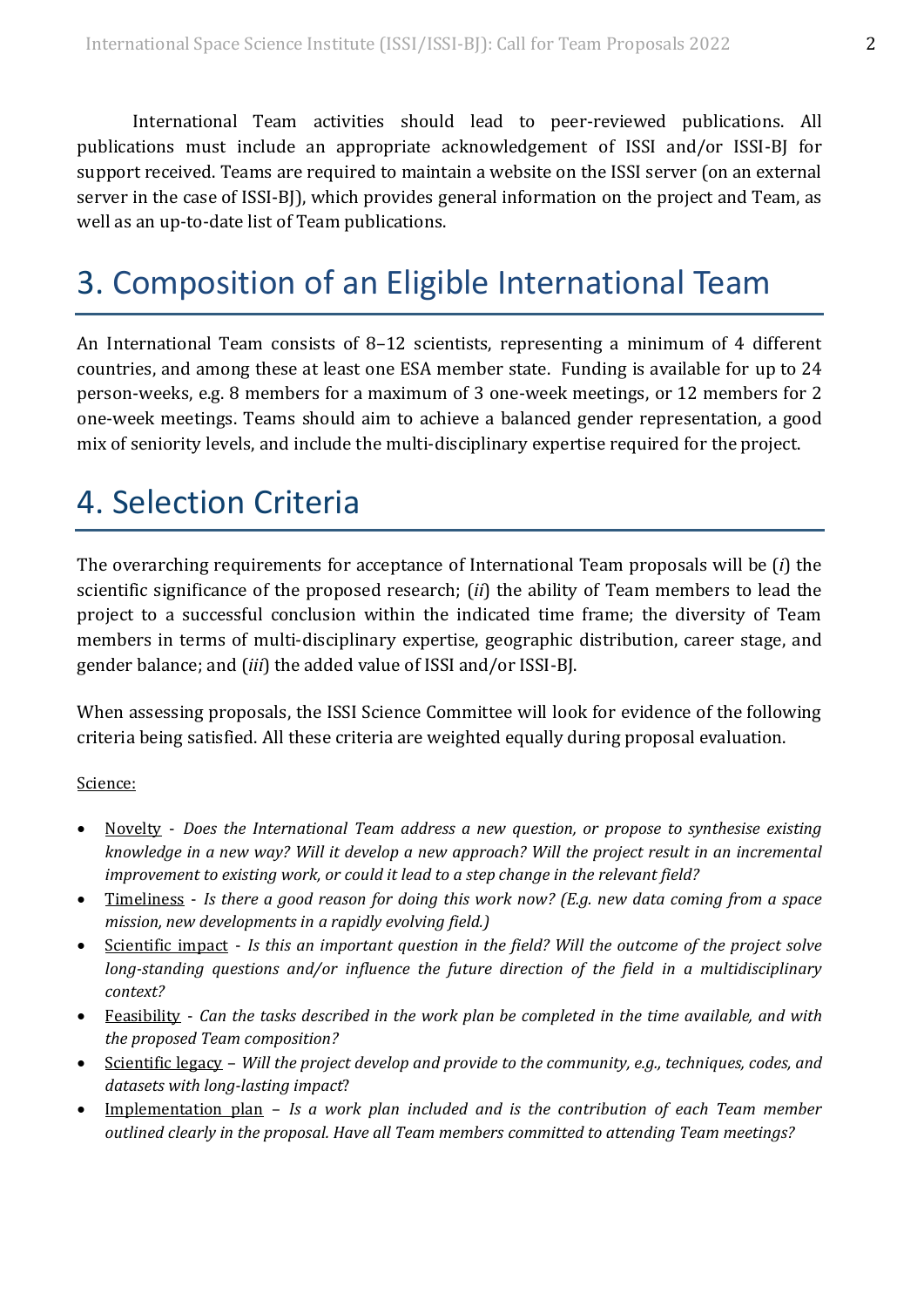International Team activities should lead to peer-reviewed publications. All publications must include an appropriate acknowledgement of ISSI and/or ISSI-BJ for support received. Teams are required to maintain a website on the ISSI server (on an external server in the case of ISSI-BJ), which provides general information on the project and Team, as well as an up-to-date list of Team publications.

# 3. Composition of an Eligible International Team

An International Team consists of 8–12 scientists, representing a minimum of 4 different countries, and among these at least one ESA member state. Funding is available for up to 24 person-weeks, e.g. 8 members for a maximum of 3 one-week meetings, or 12 members for 2 one-week meetings. Teams should aim to achieve a balanced gender representation, a good mix of seniority levels, and include the multi-disciplinary expertise required for the project.

# 4. Selection Criteria

The overarching requirements for acceptance of International Team proposals will be (*i*) the scientific significance of the proposed research; (*ii*) the ability of Team members to lead the project to a successful conclusion within the indicated time frame; the diversity of Team members in terms of multi-disciplinary expertise, geographic distribution, career stage, and gender balance; and (*iii*) the added value of ISSI and/or ISSI-BJ.

When assessing proposals, the ISSI Science Committee will look for evidence of the following criteria being satisfied. All these criteria are weighted equally during proposal evaluation.

Science:

- Novelty - *Does the International Team address a new question, or propose to synthesise existing knowledge in a new way? Will it develop a new approach? Will the project result in an incremental improvement to existing work, or could it lead to a step change in the relevant field?*
- Timeliness - *Is there a good reason for doing this work now? (E.g. new data coming from a space mission, new developments in a rapidly evolving field.)*
- Scientific impact - *Is this an important question in the field? Will the outcome of the project solve long-standing questions and/or influence the future direction of the field in a multidisciplinary context?*
- Feasibility - *Can the tasks described in the work plan be completed in the time available, and with the proposed Team composition?*
- Scientific legacy – *Will the project develop and provide to the community, e.g., techniques, codes, and datasets with long-lasting impact?*
- Implementation plan – *Is a work plan included and is the contribution of each Team member outlined clearly in the proposal. Have all Team members committed to attending Team meetings?*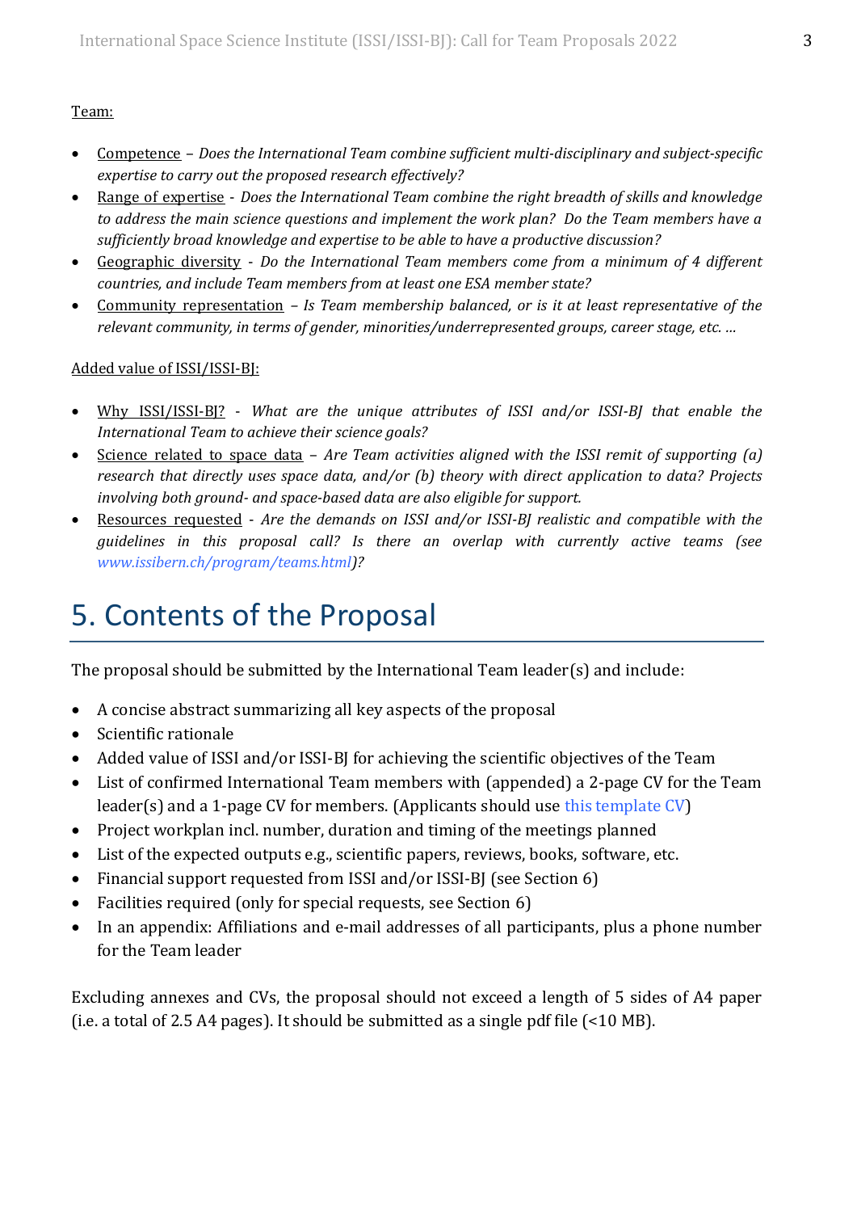Team:

- Competence – *Does the International Team combine sufficient multi-disciplinary and subject-specific expertise to carry out the proposed research effectively?*
- Range of expertise - *Does the International Team combine the right breadth of skills and knowledge to address the main science questions and implement the work plan? Do the Team members have a sufficiently broad knowledge and expertise to be able to have a productive discussion?*
- Geographic diversity - *Do the International Team members come from a minimum of 4 different countries, and include Team members from at least one ESA member state?*
- Community representation – *Is Team membership balanced, or is it at least representative of the relevant community, in terms of gender, minorities/underrepresented groups, career stage, etc. …*

Added value of ISSI/ISSI-BJ:

- Why ISSI/ISSI-BJ? - *What are the unique attributes of ISSI and/or ISSI-BJ that enable the International Team to achieve their science goals?*
- Science related to space data – *Are Team activities aligned with the ISSI remit of supporting (a) research that directly uses space data, and/or (b) theory with direct application to data? Projects involving both ground- and space-based data are also eligible for support.*
- Resources requested - *Are the demands on ISSI and/or ISSI-BJ realistic and compatible with the guidelines in this proposal call? Is there an overlap with currently active teams (see www.issibern.ch/program/teams.html)?*

# 5. Contents of the Proposal

The proposal should be submitted by the International Team leader(s) and include:

- A concise abstract summarizing all key aspects of the proposal
- Scientific rationale
- Added value of ISSI and/or ISSI-BJ for achieving the scientific objectives of the Team
- List of confirmed International Team members with (appended) a 2-page CV for the Team leader(s) and a 1-page CV for members. (Applicants should use this template CV)
- Project workplan incl. number, duration and timing of the meetings planned
- List of the expected outputs e.g., scientific papers, reviews, books, software, etc.
- Financial support requested from ISSI and/or ISSI-BJ (see Section 6)
- Facilities required (only for special requests, see Section 6)
- In an appendix: Affiliations and e-mail addresses of all participants, plus a phone number for the Team leader

Excluding annexes and CVs, the proposal should not exceed a length of 5 sides of A4 paper (i.e. a total of 2.5 A4 pages). It should be submitted as a single pdf file (<10 MB).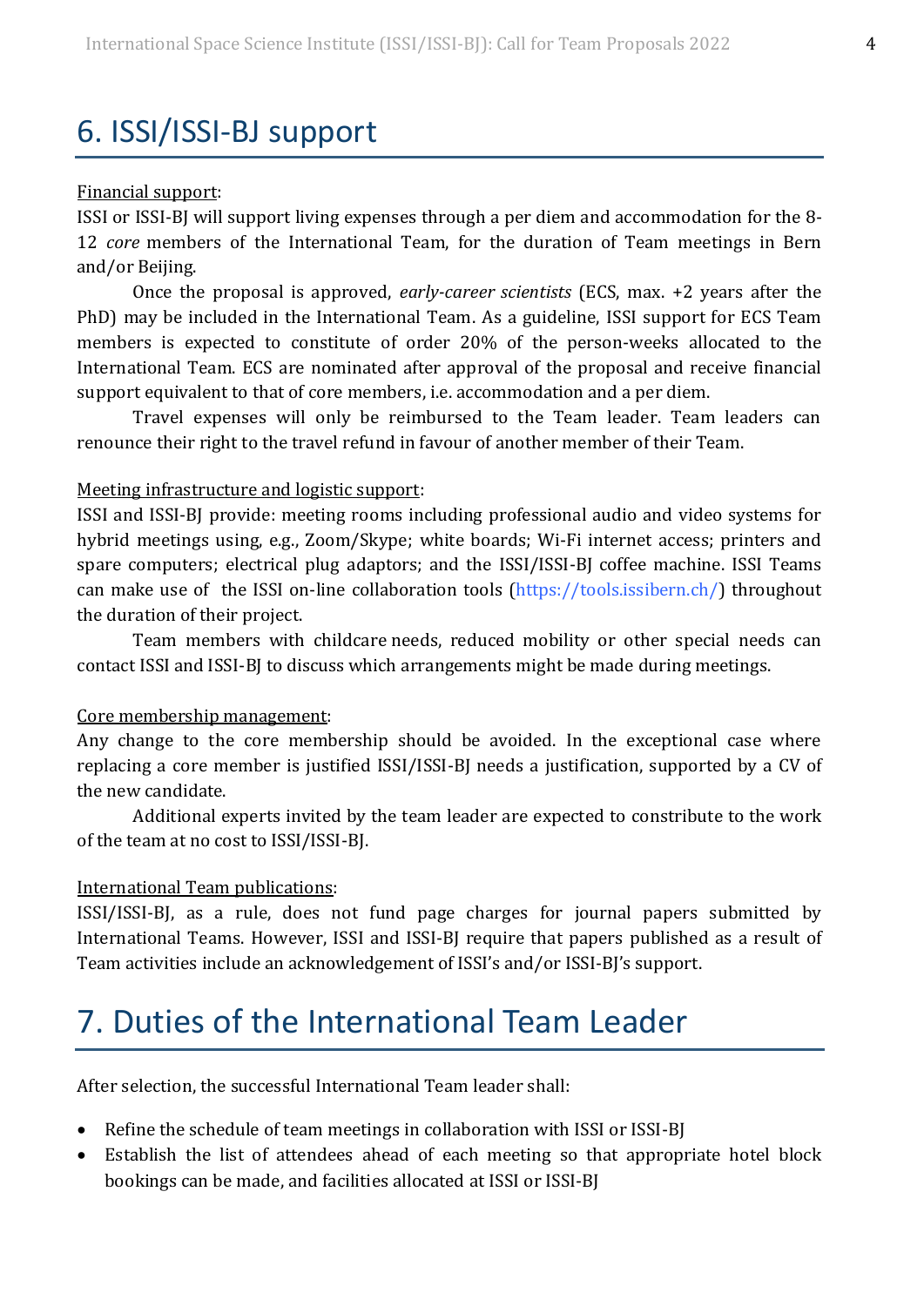# 6. ISSI/ISSI-BJ support

Financial support:

ISSI or ISSI-BJ will support living expenses through a per diem and accommodation for the 8-12 *core* members of the International Team, for the duration of Team meetings in Bern and/or Beijing.

Once the proposal is approved, *early-career scientists* (ECS, max. +2 years after the PhD) may be included in the International Team. As a guideline, ISSI support for ECS Team members is expected to constitute of order 20% of the person-weeks allocated to the International Team. ECS are nominated after approval of the proposal and receive financial support equivalent to that of core members, i.e. accommodation and a per diem.

Travel expenses will only be reimbursed to the Team leader. Team leaders can renounce their right to the travel refund in favour of another member of their Team.

Meeting infrastructure and logistic support:

ISSI and ISSI-BJ provide: meeting rooms including professional audio and video systems for hybrid meetings using, e.g., Zoom/Skype; white boards; Wi-Fi internet access; printers and spare computers; electrical plug adaptors; and the ISSI/ISSI-BJ coffee machine. ISSI Teams can make use of the ISSI on-line collaboration tools (https://tools.issibern.ch/) throughout the duration of their project.

Team members with childcare needs, reduced mobility or other special needs can contact ISSI and ISSI-BJ to discuss which arrangements might be made during meetings.

Core membership management:

Any change to the core membership should be avoided. In the exceptional case where replacing a core member is justified ISSI/ISSI-BJ needs a justification, supported by a CV of the new candidate.

Additional experts invited by the team leader are expected to contribute to the work of the team at no cost to ISSI/ISSI-BJ.

International Team publications:

ISSI/ISSI-BJ, as a rule, does not fund page charges for journal papers submitted by International Teams. However, ISSI and ISSI-BJ require that papers published as a result of Team activities include an acknowledgement of ISSI's and/or ISSI-BJ's support.

# 7. Duties of the International Team Leader

After selection, the successful International Team leader shall:

- Refine the schedule of team meetings in collaboration with ISSI or ISSI-BJ
- Establish the list of attendees ahead of each meeting so that appropriate hotel block bookings can be made, and facilities allocated at ISSI or ISSI-BJ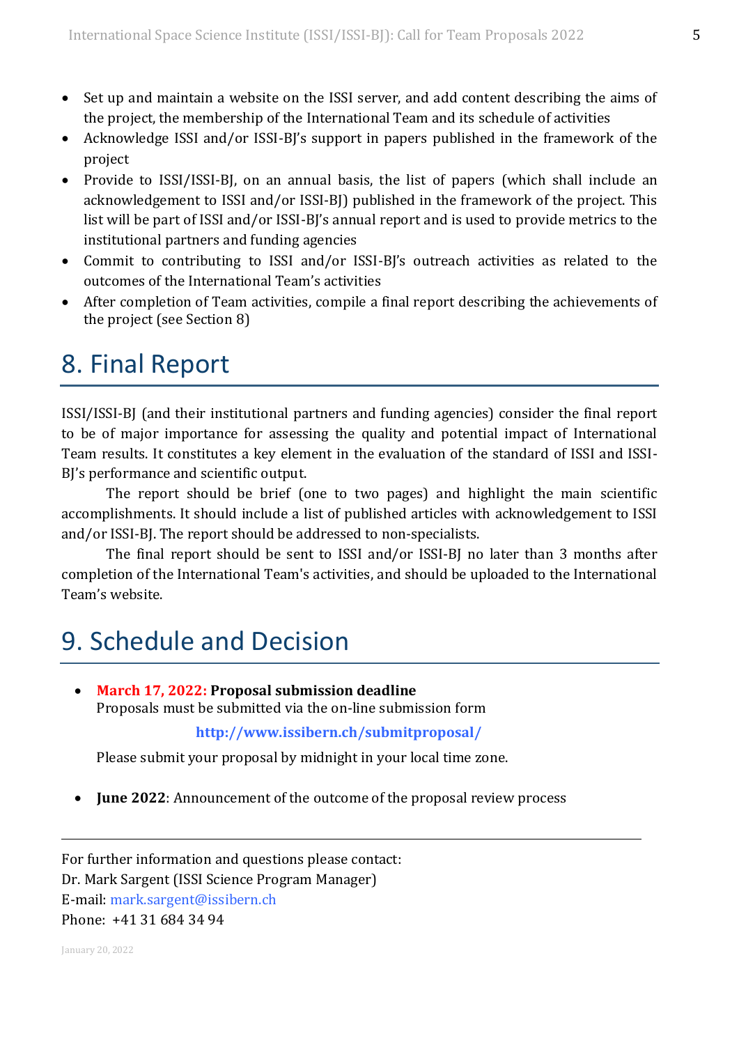- Set up and maintain a website on the ISSI server, and add content describing the aims of the project, the membership of the International Team and its schedule of activities
- Acknowledge ISSI and/or ISSI-BJ's support in papers published in the framework of the project
- Provide to ISSI/ISSI-BJ, on an annual basis, the list of papers (which shall include an acknowledgement to ISSI and/or ISSI-BJ) published in the framework of the project. This list will be part of ISSI and/or ISSI-BJ's annual report and is used to provide metrics to the institutional partners and funding agencies
- Commit to contributing to ISSI and/or ISSI-BJ's outreach activities as related to the outcomes of the International Team's activities
- After completion of Team activities, compile a final report describing the achievements of the project (see Section 8)

# 8. Final Report

ISSI/ISSI-BJ (and their institutional partners and funding agencies) consider the final report to be of major importance for assessing the quality and potential impact of International Team results. It constitutes a key element in the evaluation of the standard of ISSI and ISSI-BJ's performance and scientific output.

The report should be brief (one to two pages) and highlight the main scientific accomplishments. It should include a list of published articles with acknowledgement to ISSI and/or ISSI-BJ. The report should be addressed to non-specialists.

The final report should be sent to ISSI and/or ISSI-BJ no later than 3 months after completion of the International Team's activities, and should be uploaded to the International Team's website.

# 9. Schedule and Decision

- **March 17, 2022: Proposal submission deadline**
  Proposals must be submitted via the on-line submission form

  **http://www.issibern.ch/submitproposal/**

  Please submit your proposal by midnight in your local time zone.

- **June 2022**: Announcement of the outcome of the proposal review process

---

For further information and questions please contact:
Dr. Mark Sargent (ISSI Science Program Manager)
E-mail: mark.sargent@issibern.ch
Phone: +41 31 684 34 94

January 20, 2022